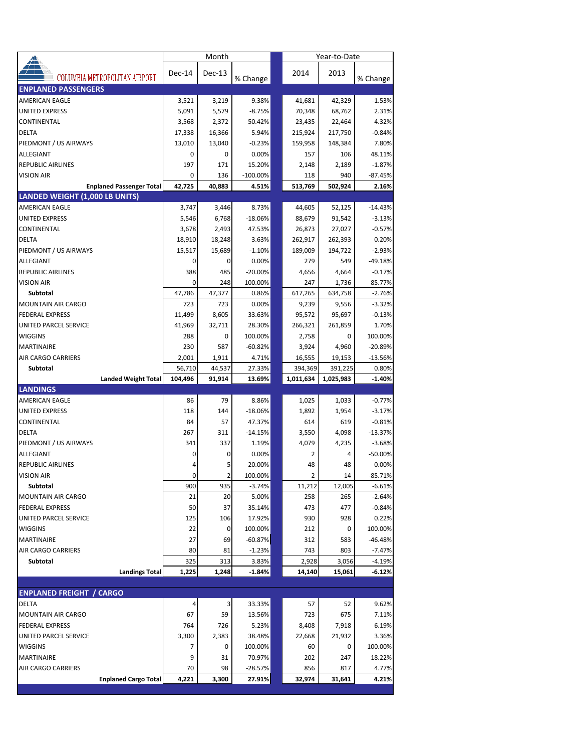COLUMBIA METROPOLITAN AIRPORT

| | Month | | | Year-to-Date | | |
|---|---|---|---|---|---|---|
| | Dec-14 | Dec-13 | % Change | 2014 | 2013 | % Change |
| **ENPLANED PASSENGERS** | | | | | | |
| AMERICAN EAGLE | 3,521 | 3,219 | 9.38% | 41,681 | 42,329 | -1.53% |
| UNITED EXPRESS | 5,091 | 5,579 | -8.75% | 70,348 | 68,762 | 2.31% |
| CONTINENTAL | 3,568 | 2,372 | 50.42% | 23,435 | 22,464 | 4.32% |
| DELTA | 17,338 | 16,366 | 5.94% | 215,924 | 217,750 | -0.84% |
| PIEDMONT / US AIRWAYS | 13,010 | 13,040 | -0.23% | 159,958 | 148,384 | 7.80% |
| ALLEGIANT | 0 | 0 | 0.00% | 157 | 106 | 48.11% |
| REPUBLIC AIRLINES | 197 | 171 | 15.20% | 2,148 | 2,189 | -1.87% |
| VISION AIR | 0 | 136 | -100.00% | 118 | 940 | -87.45% |
| **Enplaned Passenger Total** | **42,725** | **40,883** | **4.51%** | **513,769** | **502,924** | **2.16%** |
| **LANDED WEIGHT (1,000 LB UNITS)** | | | | | | |
| AMERICAN EAGLE | 3,747 | 3,446 | 8.73% | 44,605 | 52,125 | -14.43% |
| UNITED EXPRESS | 5,546 | 6,768 | -18.06% | 88,679 | 91,542 | -3.13% |
| CONTINENTAL | 3,678 | 2,493 | 47.53% | 26,873 | 27,027 | -0.57% |
| DELTA | 18,910 | 18,248 | 3.63% | 262,917 | 262,393 | 0.20% |
| PIEDMONT / US AIRWAYS | 15,517 | 15,689 | -1.10% | 189,009 | 194,722 | -2.93% |
| ALLEGIANT | 0 | 0 | 0.00% | 279 | 549 | -49.18% |
| REPUBLIC AIRLINES | 388 | 485 | -20.00% | 4,656 | 4,664 | -0.17% |
| VISION AIR | 0 | 248 | -100.00% | 247 | 1,736 | -85.77% |
| **Subtotal** | 47,786 | 47,377 | 0.86% | 617,265 | 634,758 | -2.76% |
| MOUNTAIN AIR CARGO | 723 | 723 | 0.00% | 9,239 | 9,556 | -3.32% |
| FEDERAL EXPRESS | 11,499 | 8,605 | 33.63% | 95,572 | 95,697 | -0.13% |
| UNITED PARCEL SERVICE | 41,969 | 32,711 | 28.30% | 266,321 | 261,859 | 1.70% |
| WIGGINS | 288 | 0 | 100.00% | 2,758 | 0 | 100.00% |
| MARTINAIRE | 230 | 587 | -60.82% | 3,924 | 4,960 | -20.89% |
| AIR CARGO CARRIERS | 2,001 | 1,911 | 4.71% | 16,555 | 19,153 | -13.56% |
| **Subtotal** | 56,710 | 44,537 | 27.33% | 394,369 | 391,225 | 0.80% |
| **Landed Weight Total** | **104,496** | **91,914** | **13.69%** | **1,011,634** | **1,025,983** | **-1.40%** |
| **LANDINGS** | | | | | | |
| AMERICAN EAGLE | 86 | 79 | 8.86% | 1,025 | 1,033 | -0.77% |
| UNITED EXPRESS | 118 | 144 | -18.06% | 1,892 | 1,954 | -3.17% |
| CONTINENTAL | 84 | 57 | 47.37% | 614 | 619 | -0.81% |
| DELTA | 267 | 311 | -14.15% | 3,550 | 4,098 | -13.37% |
| PIEDMONT / US AIRWAYS | 341 | 337 | 1.19% | 4,079 | 4,235 | -3.68% |
| ALLEGIANT | 0 | 0 | 0.00% | 2 | 4 | -50.00% |
| REPUBLIC AIRLINES | 4 | 5 | -20.00% | 48 | 48 | 0.00% |
| VISION AIR | 0 | 2 | -100.00% | 2 | 14 | -85.71% |
| **Subtotal** | 900 | 935 | -3.74% | 11,212 | 12,005 | -6.61% |
| MOUNTAIN AIR CARGO | 21 | 20 | 5.00% | 258 | 265 | -2.64% |
| FEDERAL EXPRESS | 50 | 37 | 35.14% | 473 | 477 | -0.84% |
| UNITED PARCEL SERVICE | 125 | 106 | 17.92% | 930 | 928 | 0.22% |
| WIGGINS | 22 | 0 | 100.00% | 212 | 0 | 100.00% |
| MARTINAIRE | 27 | 69 | -60.87% | 312 | 583 | -46.48% |
| AIR CARGO CARRIERS | 80 | 81 | -1.23% | 743 | 803 | -7.47% |
| **Subtotal** | 325 | 313 | 3.83% | 2,928 | 3,056 | -4.19% |
| **Landings Total** | **1,225** | **1,248** | **-1.84%** | **14,140** | **15,061** | **-6.12%** |
| **ENPLANED FREIGHT / CARGO** | | | | | | |
| DELTA | 4 | 3 | 33.33% | 57 | 52 | 9.62% |
| MOUNTAIN AIR CARGO | 67 | 59 | 13.56% | 723 | 675 | 7.11% |
| FEDERAL EXPRESS | 764 | 726 | 5.23% | 8,408 | 7,918 | 6.19% |
| UNITED PARCEL SERVICE | 3,300 | 2,383 | 38.48% | 22,668 | 21,932 | 3.36% |
| WIGGINS | 7 | 0 | 100.00% | 60 | 0 | 100.00% |
| MARTINAIRE | 9 | 31 | -70.97% | 202 | 247 | -18.22% |
| AIR CARGO CARRIERS | 70 | 98 | -28.57% | 856 | 817 | 4.77% |
| **Enplaned Cargo Total** | **4,221** | **3,300** | **27.91%** | **32,974** | **31,641** | **4.21%** |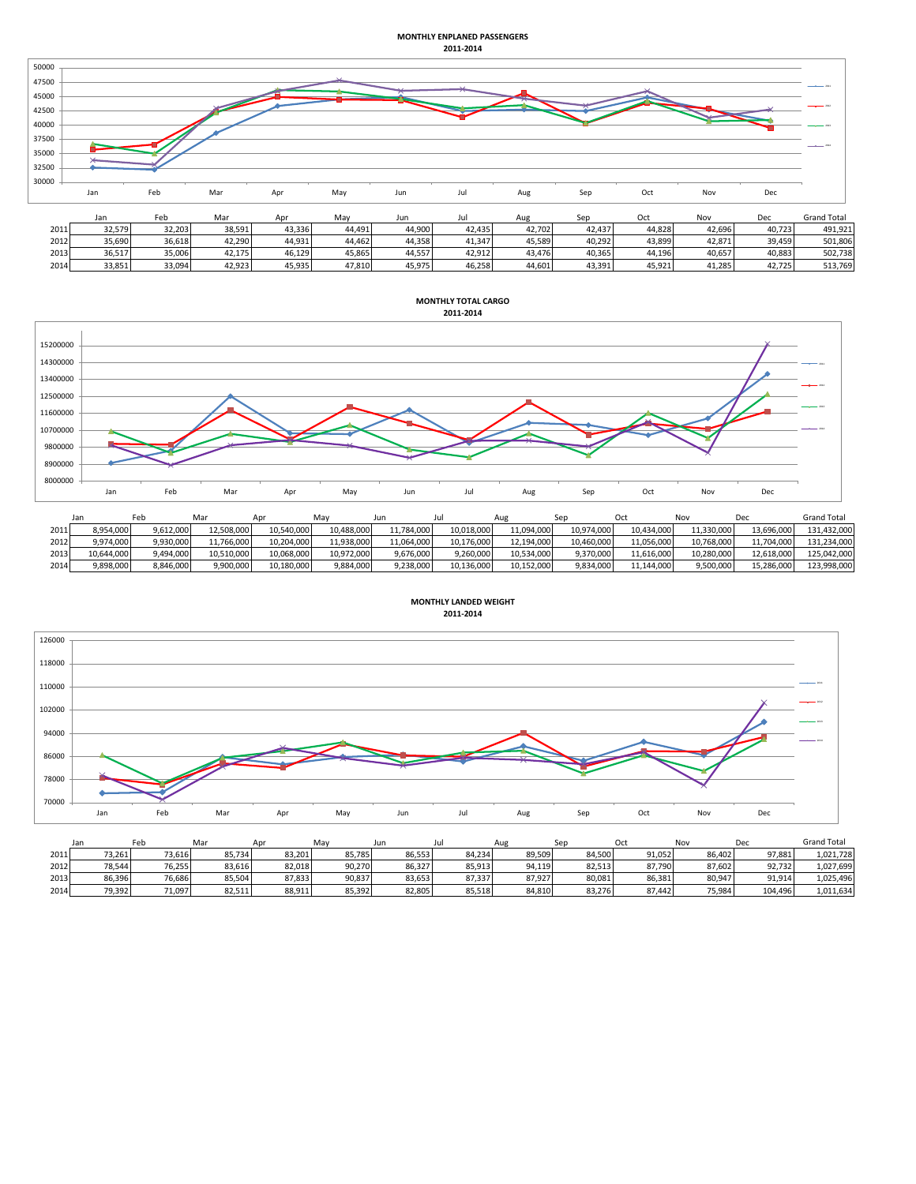**MONTHLY ENPLANED PASSENGERS**
**2011-2014**

| | Jan | Feb | Mar | Apr | May | Jun | Jul | Aug | Sep | Oct | Nov | Dec | Grand Total |
|---|---|---|---|---|---|---|---|---|---|---|---|---|---|
| 2011 | 32,579 | 32,203 | 38,591 | 43,336 | 44,491 | 44,900 | 42,435 | 42,702 | 42,437 | 44,828 | 42,696 | 40,723 | 491,921 |
| 2012 | 35,690 | 36,618 | 42,290 | 44,931 | 44,462 | 44,358 | 41,347 | 45,589 | 40,292 | 43,899 | 42,871 | 39,459 | 501,806 |
| 2013 | 36,517 | 35,006 | 42,175 | 46,129 | 45,865 | 44,557 | 42,912 | 43,476 | 40,365 | 44,196 | 40,657 | 40,883 | 502,738 |
| 2014 | 33,851 | 33,094 | 42,923 | 45,935 | 47,810 | 45,975 | 46,258 | 44,601 | 43,391 | 45,921 | 41,285 | 42,725 | 513,769 |

**MONTHLY TOTAL CARGO**
**2011-2014**

| | Jan | Feb | Mar | Apr | May | Jun | Jul | Aug | Sep | Oct | Nov | Dec | Grand Total |
|---|---|---|---|---|---|---|---|---|---|---|---|---|---|
| 2011 | 8,954,000 | 9,612,000 | 12,508,000 | 10,540,000 | 10,488,000 | 11,784,000 | 10,018,000 | 11,094,000 | 10,974,000 | 10,434,000 | 11,330,000 | 13,696,000 | 131,432,000 |
| 2012 | 9,974,000 | 9,930,000 | 11,766,000 | 10,204,000 | 11,938,000 | 11,064,000 | 10,176,000 | 12,194,000 | 10,460,000 | 11,056,000 | 10,768,000 | 11,704,000 | 131,234,000 |
| 2013 | 10,644,000 | 9,494,000 | 10,510,000 | 10,068,000 | 10,972,000 | 9,676,000 | 9,260,000 | 10,534,000 | 9,370,000 | 11,616,000 | 10,280,000 | 12,618,000 | 125,042,000 |
| 2014 | 9,898,000 | 8,846,000 | 9,900,000 | 10,180,000 | 9,884,000 | 9,238,000 | 10,136,000 | 10,152,000 | 9,834,000 | 11,144,000 | 9,500,000 | 15,286,000 | 123,998,000 |

**MONTHLY LANDED WEIGHT**
**2011-2014**

| | Jan | Feb | Mar | Apr | May | Jun | Jul | Aug | Sep | Oct | Nov | Dec | Grand Total |
|---|---|---|---|---|---|---|---|---|---|---|---|---|---|
| 2011 | 73,261 | 73,616 | 85,734 | 83,201 | 85,785 | 86,553 | 84,234 | 89,509 | 84,500 | 91,052 | 86,402 | 97,881 | 1,021,728 |
| 2012 | 78,544 | 76,255 | 83,616 | 82,018 | 90,270 | 86,327 | 85,913 | 94,119 | 82,513 | 87,790 | 87,602 | 92,732 | 1,027,699 |
| 2013 | 86,396 | 76,686 | 85,504 | 87,833 | 90,837 | 83,653 | 87,337 | 87,927 | 80,081 | 86,381 | 80,947 | 91,914 | 1,025,496 |
| 2014 | 79,392 | 71,097 | 82,511 | 88,911 | 85,392 | 82,805 | 85,518 | 84,810 | 83,276 | 87,442 | 75,984 | 104,496 | 1,011,634 |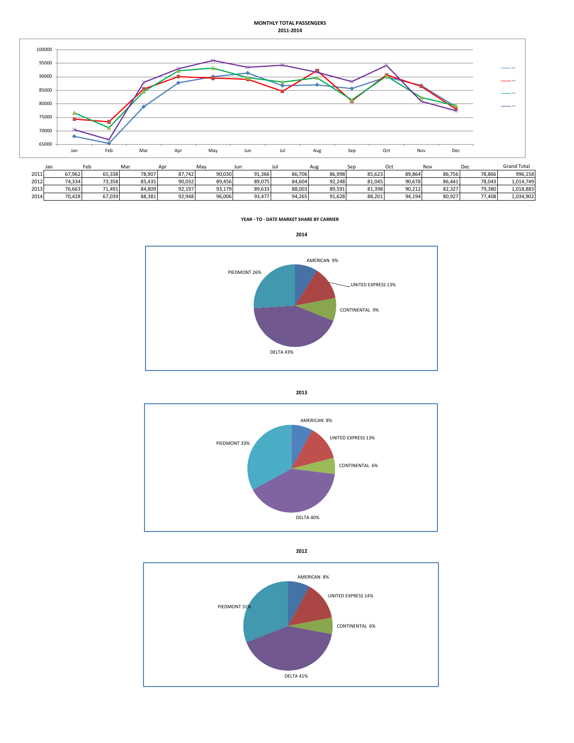**MONTHLY TOTAL PASSENGERS**
**2011-2014**

100000
95000
90000
85000
80000
75000
70000
65000

Jan Feb Mar Apr May Jun Jul Aug Sep Oct Nov Dec

| | Jan | Feb | Mar | Apr | May | Jun | Jul | Aug | Sep | Oct | Nov | Dec | Grand Total |
|---|---|---|---|---|---|---|---|---|---|---|---|---|---|
| 2011 | 67,962 | 65,338 | 78,907 | 87,742 | 90,030 | 91,366 | 86,706 | 86,998 | 85,623 | 89,864 | 86,756 | 78,866 | 996,158 |
| 2012 | 74,334 | 73,358 | 85,435 | 90,032 | 89,456 | 89,075 | 84,604 | 92,248 | 81,045 | 90,678 | 86,441 | 78,043 | 1,014,749 |
| 2013 | 76,663 | 71,491 | 84,809 | 92,197 | 93,179 | 89,633 | 88,003 | 89,591 | 81,398 | 90,212 | 82,327 | 79,380 | 1,018,883 |
| 2014 | 70,428 | 67,039 | 88,381 | 92,948 | 96,006 | 93,477 | 94,265 | 91,628 | 88,201 | 94,194 | 80,927 | 77,408 | 1,034,902 |

**YEAR - TO - DATE MARKET SHARE BY CARRIER**

**2014**

AMERICAN 9%
UNITED EXPRESS 13%
CONTINENTAL 9%
DELTA 43%
PIEDMONT 26%

**2013**

AMERICAN 8%
UNITED EXPRESS 13%
CONTINENTAL 6%
DELTA 40%
PIEDMONT 33%

**2012**

AMERICAN 8%
UNITED EXPRESS 14%
CONTINENTAL 6%
DELTA 41%
PIEDMONT 31%